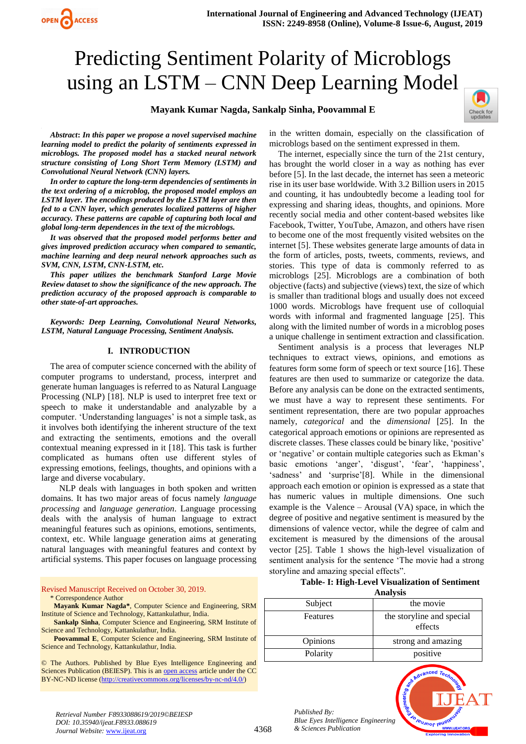# Predicting Sentiment Polarity of Microblogs using an LSTM – CNN Deep Learning Model

**Mayank Kumar Nagda, Sankalp Sinha, Poovammal E**

***Abstract*: *In this paper we propose a novel supervised machine learning model to predict the polarity of sentiments expressed in microblogs. The proposed model has a stacked neural network structure consisting of Long Short Term Memory (LSTM) and Convolutional Neural Network (CNN) layers.***

***In order to capture the long-term dependencies of sentiments in the text ordering of a microblog, the proposed model employs an LSTM layer. The encodings produced by the LSTM layer are then fed to a CNN layer, which generates localized patterns of higher accuracy. These patterns are capable of capturing both local and global long-term dependences in the text of the microblogs.***

***It was observed that the proposed model performs better and gives improved prediction accuracy when compared to semantic, machine learning and deep neural network approaches such as SVM, CNN, LSTM, CNN-LSTM, etc.***

***This paper utilizes the benchmark Stanford Large Movie Review dataset to show the significance of the new approach. The prediction accuracy of the proposed approach is comparable to other state-of-art approaches.***

***Keywords: Deep Learning, Convolutional Neural Networks, LSTM, Natural Language Processing, Sentiment Analysis.***

## I. INTRODUCTION

The area of computer science concerned with the ability of computer programs to understand, process, interpret and generate human languages is referred to as Natural Language Processing (NLP) [18]. NLP is used to interpret free text or speech to make it understandable and analyzable by a computer. 'Understanding languages' is not a simple task, as it involves both identifying the inherent structure of the text and extracting the sentiments, emotions and the overall contextual meaning expressed in it [18]. This task is further complicated as humans often use different styles of expressing emotions, feelings, thoughts, and opinions with a large and diverse vocabulary.

NLP deals with languages in both spoken and written domains. It has two major areas of focus namely *language processing* and *language generation*. Language processing deals with the analysis of human language to extract meaningful features such as opinions, emotions, sentiments, context, etc. While language generation aims at generating natural languages with meaningful features and context by artificial systems. This paper focuses on language processing in the written domain, especially on the classification of microblogs based on the sentiment expressed in them.

The internet, especially since the turn of the 21st century, has brought the world closer in a way as nothing has ever before [5]. In the last decade, the internet has seen a meteoric rise in its user base worldwide. With 3.2 Billion users in 2015 and counting, it has undoubtedly become a leading tool for expressing and sharing ideas, thoughts, and opinions. More recently social media and other content-based websites like Facebook, Twitter, YouTube, Amazon, and others have risen to become one of the most frequently visited websites on the internet [5]. These websites generate large amounts of data in the form of articles, posts, tweets, comments, reviews, and stories. This type of data is commonly referred to as microblogs [25]. Microblogs are a combination of both objective (facts) and subjective (views) text, the size of which is smaller than traditional blogs and usually does not exceed 1000 words. Microblogs have frequent use of colloquial words with informal and fragmented language [25]. This along with the limited number of words in a microblog poses a unique challenge in sentiment extraction and classification.

Sentiment analysis is a process that leverages NLP techniques to extract views, opinions, and emotions as features form some form of speech or text source [16]. These features are then used to summarize or categorize the data. Before any analysis can be done on the extracted sentiments, we must have a way to represent these sentiments. For sentiment representation, there are two popular approaches namely, *categorical* and the *dimensional* [25]. In the categorical approach emotions or opinions are represented as discrete classes. These classes could be binary like, 'positive' or 'negative' or contain multiple categories such as Ekman's basic emotions 'anger', 'disgust', 'fear', 'happiness', 'sadness' and 'surprise'[8]. While in the dimensional approach each emotion or opinion is expressed as a state that has numeric values in multiple dimensions. One such example is the Valence – Arousal (VA) space, in which the degree of positive and negative sentiment is measured by the dimensions of valence vector, while the degree of calm and excitement is measured by the dimensions of the arousal vector [25]. Table 1 shows the high-level visualization of sentiment analysis for the sentence 'The movie had a strong storyline and amazing special effects".

**Table- I: High-Level Visualization of Sentiment Analysis**

| Subject | the movie |
|---|---|
| Features | the storyline and special effects |
| Opinions | strong and amazing |
| Polarity | positive |

Revised Manuscript Received on October 30, 2019.
\* Correspondence Author
**Mayank Kumar Nagda\***, Computer Science and Engineering, SRM Institute of Science and Technology, Kattankulathur, India.
**Sankalp Sinha**, Computer Science and Engineering, SRM Institute of Science and Technology, Kattankulathur, India.
**Poovammal E**, Computer Science and Engineering, SRM Institute of Science and Technology, Kattankulathur, India.

© The Authors. Published by Blue Eyes Intelligence Engineering and Sciences Publication (BEIESP). This is an open access article under the CC BY-NC-ND license (http://creativecommons.org/licenses/by-nc-nd/4.0/)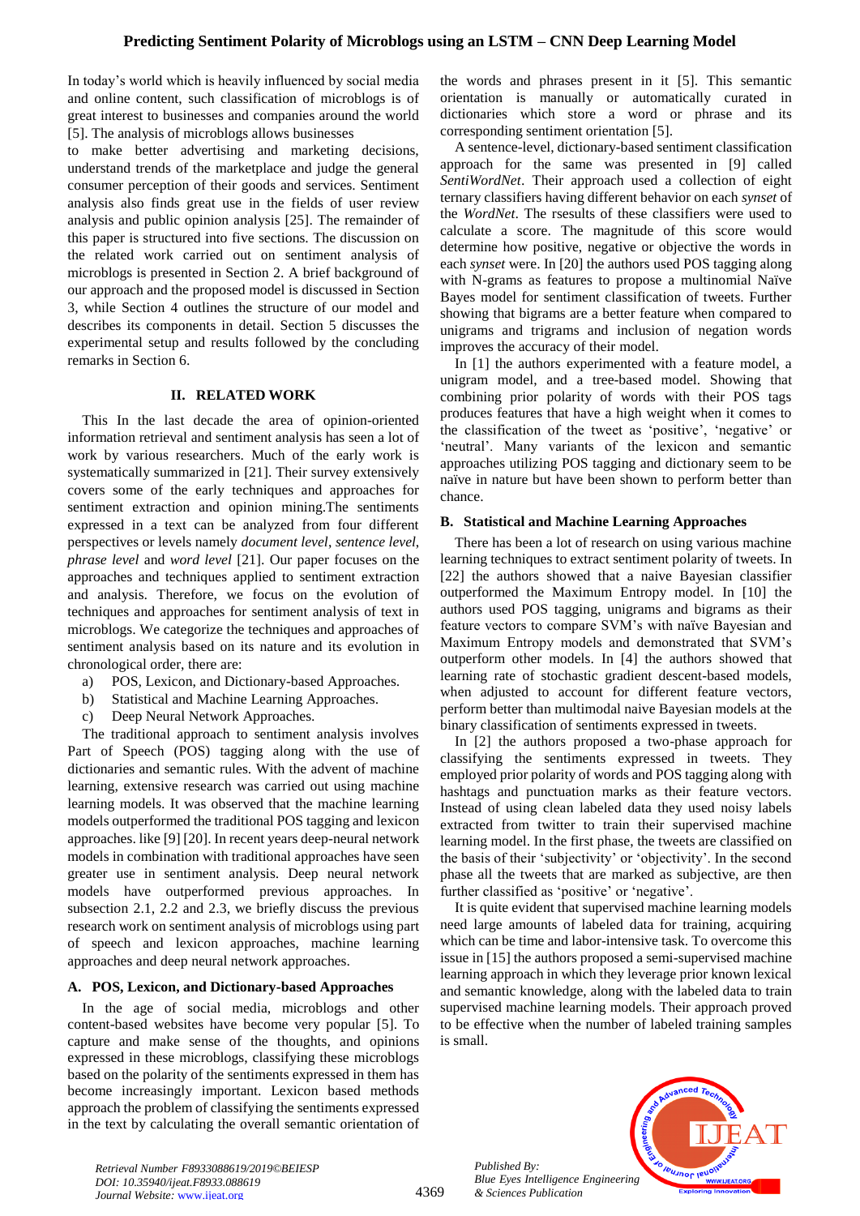In today's world which is heavily influenced by social media and online content, such classification of microblogs is of great interest to businesses and companies around the world [5]. The analysis of microblogs allows businesses to make better advertising and marketing decisions, understand trends of the marketplace and judge the general consumer perception of their goods and services. Sentiment analysis also finds great use in the fields of user review analysis and public opinion analysis [25]. The remainder of this paper is structured into five sections. The discussion on the related work carried out on sentiment analysis of microblogs is presented in Section 2. A brief background of our approach and the proposed model is discussed in Section 3, while Section 4 outlines the structure of our model and describes its components in detail. Section 5 discusses the experimental setup and results followed by the concluding remarks in Section 6.

## II. RELATED WORK

This In the last decade the area of opinion-oriented information retrieval and sentiment analysis has seen a lot of work by various researchers. Much of the early work is systematically summarized in [21]. Their survey extensively covers some of the early techniques and approaches for sentiment extraction and opinion mining.The sentiments expressed in a text can be analyzed from four different perspectives or levels namely *document level*, *sentence level*, *phrase level* and *word level* [21]. Our paper focuses on the approaches and techniques applied to sentiment extraction and analysis. Therefore, we focus on the evolution of techniques and approaches for sentiment analysis of text in microblogs. We categorize the techniques and approaches of sentiment analysis based on its nature and its evolution in chronological order, there are:

a) POS, Lexicon, and Dictionary-based Approaches.
b) Statistical and Machine Learning Approaches.
c) Deep Neural Network Approaches.

The traditional approach to sentiment analysis involves Part of Speech (POS) tagging along with the use of dictionaries and semantic rules. With the advent of machine learning, extensive research was carried out using machine learning models. It was observed that the machine learning models outperformed the traditional POS tagging and lexicon approaches. like [9] [20]. In recent years deep-neural network models in combination with traditional approaches have seen greater use in sentiment analysis. Deep neural network models have outperformed previous approaches. In subsection 2.1, 2.2 and 2.3, we briefly discuss the previous research work on sentiment analysis of microblogs using part of speech and lexicon approaches, machine learning approaches and deep neural network approaches.

### A. POS, Lexicon, and Dictionary-based Approaches

In the age of social media, microblogs and other content-based websites have become very popular [5]. To capture and make sense of the thoughts, and opinions expressed in these microblogs, classifying these microblogs based on the polarity of the sentiments expressed in them has become increasingly important. Lexicon based methods approach the problem of classifying the sentiments expressed in the text by calculating the overall semantic orientation of the words and phrases present in it [5]. This semantic orientation is manually or automatically curated in dictionaries which store a word or phrase and its corresponding sentiment orientation [5].

A sentence-level, dictionary-based sentiment classification approach for the same was presented in [9] called *SentiWordNet*. Their approach used a collection of eight ternary classifiers having different behavior on each *synset* of the *WordNet*. The rsesults of these classifiers were used to calculate a score. The magnitude of this score would determine how positive, negative or objective the words in each *synset* were. In [20] the authors used POS tagging along with N-grams as features to propose a multinomial Naïve Bayes model for sentiment classification of tweets. Further showing that bigrams are a better feature when compared to unigrams and trigrams and inclusion of negation words improves the accuracy of their model.

In [1] the authors experimented with a feature model, a unigram model, and a tree-based model. Showing that combining prior polarity of words with their POS tags produces features that have a high weight when it comes to the classification of the tweet as 'positive', 'negative' or 'neutral'. Many variants of the lexicon and semantic approaches utilizing POS tagging and dictionary seem to be naïve in nature but have been shown to perform better than chance.

### B. Statistical and Machine Learning Approaches

There has been a lot of research on using various machine learning techniques to extract sentiment polarity of tweets. In [22] the authors showed that a naive Bayesian classifier outperformed the Maximum Entropy model. In [10] the authors used POS tagging, unigrams and bigrams as their feature vectors to compare SVM's with naïve Bayesian and Maximum Entropy models and demonstrated that SVM's outperform other models. In [4] the authors showed that learning rate of stochastic gradient descent-based models, when adjusted to account for different feature vectors, perform better than multimodal naive Bayesian models at the binary classification of sentiments expressed in tweets.

In [2] the authors proposed a two-phase approach for classifying the sentiments expressed in tweets. They employed prior polarity of words and POS tagging along with hashtags and punctuation marks as their feature vectors. Instead of using clean labeled data they used noisy labels extracted from twitter to train their supervised machine learning model. In the first phase, the tweets are classified on the basis of their 'subjectivity' or 'objectivity'. In the second phase all the tweets that are marked as subjective, are then further classified as 'positive' or 'negative'.

It is quite evident that supervised machine learning models need large amounts of labeled data for training, acquiring which can be time and labor-intensive task. To overcome this issue in [15] the authors proposed a semi-supervised machine learning approach in which they leverage prior known lexical and semantic knowledge, along with the labeled data to train supervised machine learning models. Their approach proved to be effective when the number of labeled training samples is small.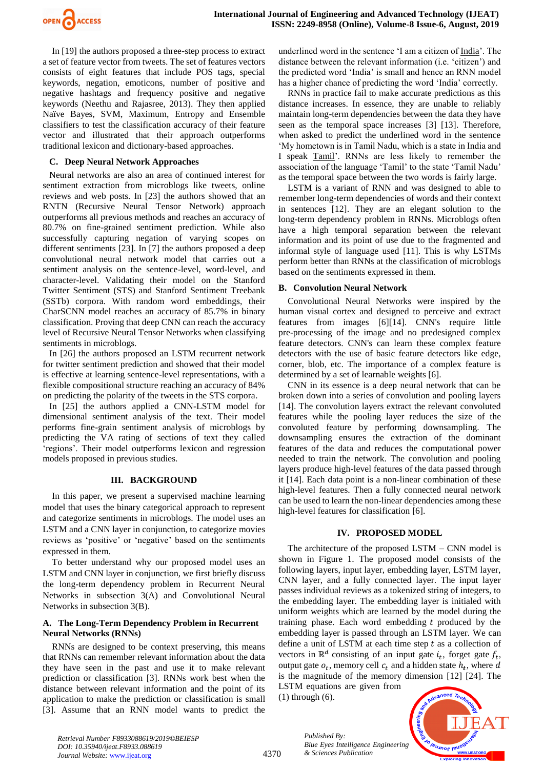In [19] the authors proposed a three-step process to extract a set of feature vector from tweets. The set of features vectors consists of eight features that include POS tags, special keywords, negation, emoticons, number of positive and negative hashtags and frequency positive and negative keywords (Neethu and Rajasree, 2013). They then applied Naïve Bayes, SVM, Maximum, Entropy and Ensemble classifiers to test the classification accuracy of their feature vector and illustrated that their approach outperforms traditional lexicon and dictionary-based approaches.

### C. Deep Neural Network Approaches

Neural networks are also an area of continued interest for sentiment extraction from microblogs like tweets, online reviews and web posts. In [23] the authors showed that an RNTN (Recursive Neural Tensor Network) approach outperforms all previous methods and reaches an accuracy of 80.7% on fine-grained sentiment prediction. While also successfully capturing negation of varying scopes on different sentiments [23]. In [7] the authors proposed a deep convolutional neural network model that carries out a sentiment analysis on the sentence-level, word-level, and character-level. Validating their model on the Stanford Twitter Sentiment (STS) and Stanford Sentiment Treebank (SSTb) corpora. With random word embeddings, their CharSCNN model reaches an accuracy of 85.7% in binary classification. Proving that deep CNN can reach the accuracy level of Recursive Neural Tensor Networks when classifying sentiments in microblogs.

In [26] the authors proposed an LSTM recurrent network for twitter sentiment prediction and showed that their model is effective at learning sentence-level representations, with a flexible compositional structure reaching an accuracy of 84% on predicting the polarity of the tweets in the STS corpora.

In [25] the authors applied a CNN-LSTM model for dimensional sentiment analysis of the text. Their model performs fine-grain sentiment analysis of microblogs by predicting the VA rating of sections of text they called 'regions'. Their model outperforms lexicon and regression models proposed in previous studies.

## III. BACKGROUND

In this paper, we present a supervised machine learning model that uses the binary categorical approach to represent and categorize sentiments in microblogs. The model uses an LSTM and a CNN layer in conjunction, to categorize movies reviews as 'positive' or 'negative' based on the sentiments expressed in them.

To better understand why our proposed model uses an LSTM and CNN layer in conjunction, we first briefly discuss the long-term dependency problem in Recurrent Neural Networks in subsection 3(A) and Convolutional Neural Networks in subsection 3(B).

### A. The Long-Term Dependency Problem in Recurrent Neural Networks (RNNs)

RNNs are designed to be context preserving, this means that RNNs can remember relevant information about the data they have seen in the past and use it to make relevant prediction or classification [3]. RNNs work best when the distance between relevant information and the point of its application to make the prediction or classification is small [3]. Assume that an RNN model wants to predict the underlined word in the sentence 'I am a citizen of India'. The distance between the relevant information (i.e. 'citizen') and the predicted word 'India' is small and hence an RNN model has a higher chance of predicting the word 'India' correctly.

RNNs in practice fail to make accurate predictions as this distance increases. In essence, they are unable to reliably maintain long-term dependencies between the data they have seen as the temporal space increases [3] [13]. Therefore, when asked to predict the underlined word in the sentence 'My hometown is in Tamil Nadu, which is a state in India and I speak Tamil'. RNNs are less likely to remember the association of the language 'Tamil' to the state 'Tamil Nadu' as the temporal space between the two words is fairly large.

LSTM is a variant of RNN and was designed to able to remember long-term dependencies of words and their context in sentences [12]. They are an elegant solution to the long-term dependency problem in RNNs. Microblogs often have a high temporal separation between the relevant information and its point of use due to the fragmented and informal style of language used [11]. This is why LSTMs perform better than RNNs at the classification of microblogs based on the sentiments expressed in them.

### B. Convolution Neural Network

Convolutional Neural Networks were inspired by the human visual cortex and designed to perceive and extract features from images [6][14]. CNN's require little pre-processing of the image and no predesigned complex feature detectors. CNN's can learn these complex feature detectors with the use of basic feature detectors like edge, corner, blob, etc. The importance of a complex feature is determined by a set of learnable weights [6].

CNN in its essence is a deep neural network that can be broken down into a series of convolution and pooling layers [14]. The convolution layers extract the relevant convoluted features while the pooling layer reduces the size of the convoluted feature by performing downsampling. The downsampling ensures the extraction of the dominant features of the data and reduces the computational power needed to train the network. The convolution and pooling layers produce high-level features of the data passed through it [14]. Each data point is a non-linear combination of these high-level features. Then a fully connected neural network can be used to learn the non-linear dependencies among these high-level features for classification [6].

## IV. PROPOSED MODEL

The architecture of the proposed LSTM – CNN model is shown in Figure 1. The proposed model consists of the following layers, input layer, embedding layer, LSTM layer, CNN layer, and a fully connected layer. The input layer passes individual reviews as a tokenized string of integers, to the embedding layer. The embedding layer is initialed with uniform weights which are learned by the model during the training phase. Each word embedding $t$ produced by the embedding layer is passed through an LSTM layer. We can define a unit of LSTM at each time step $t$ as a collection of vectors in $\mathbb{R}^d$ consisting of an input gate $i_t$, forget gate $f_t$, output gate $o_t$, memory cell $c_t$ and a hidden state $h_t$, where $d$ is the magnitude of the memory dimension [12] [24]. The LSTM equations are given from (1) through (6).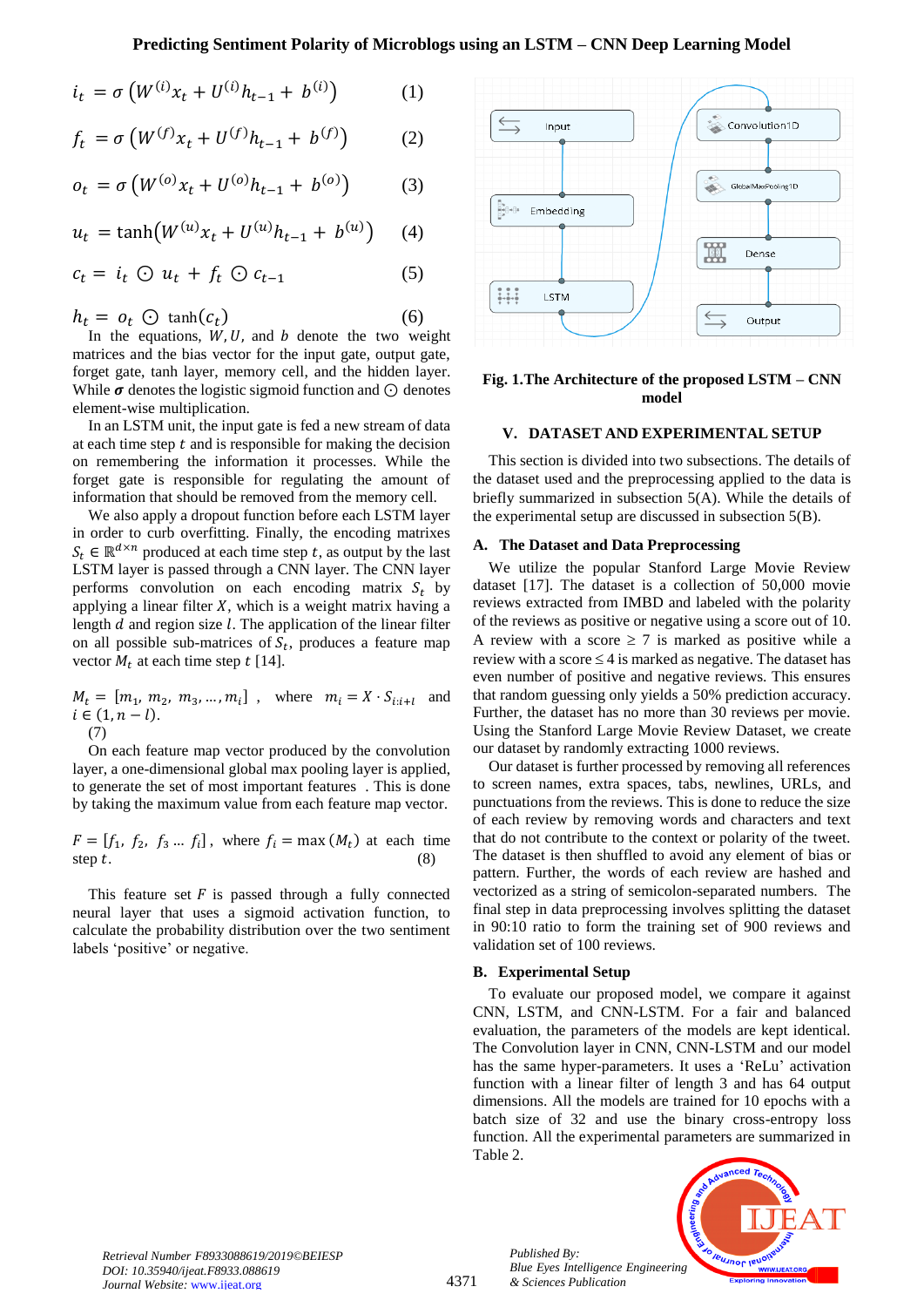$$i_t = \sigma\left(W^{(i)}x_t + U^{(i)}h_{t-1} + b^{(i)}\right) \quad (1)$$

$$f_t = \sigma\left(W^{(f)}x_t + U^{(f)}h_{t-1} + b^{(f)}\right) \quad (2)$$

$$o_t = \sigma\left(W^{(o)}x_t + U^{(o)}h_{t-1} + b^{(o)}\right) \quad (3)$$

$$u_t = \tanh\left(W^{(u)}x_t + U^{(u)}h_{t-1} + b^{(u)}\right) \quad (4)$$

$$c_t = i_t \odot u_t + f_t \odot c_{t-1} \quad (5)$$

$$h_t = o_t \odot \tanh(c_t) \quad (6)$$

In the equations, $W, U,$ and $b$ denote the two weight matrices and the bias vector for the input gate, output gate, forget gate, tanh layer, memory cell, and the hidden layer. While $\boldsymbol{\sigma}$ denotes the logistic sigmoid function and $\odot$ denotes element-wise multiplication.

In an LSTM unit, the input gate is fed a new stream of data at each time step $t$ and is responsible for making the decision on remembering the information it processes. While the forget gate is responsible for regulating the amount of information that should be removed from the memory cell.

We also apply a dropout function before each LSTM layer in order to curb overfitting. Finally, the encoding matrixes $S_t \in \mathbb{R}^{d \times n}$ produced at each time step $t$, as output by the last LSTM layer is passed through a CNN layer. The CNN layer performs convolution on each encoding matrix $S_t$ by applying a linear filter $X$, which is a weight matrix having a length $d$ and region size $l$. The application of the linear filter on all possible sub-matrices of $S_t$, produces a feature map vector $M_t$ at each time step $t$ [14].

$$M_t = [m_1, m_2, m_3, \ldots, m_i] \;, \quad \text{where} \quad m_i = X \cdot S_{i:i+l} \quad \text{and} \quad i \in (1, n-l). \quad (7)$$

On each feature map vector produced by the convolution layer, a one-dimensional global max pooling layer is applied, to generate the set of most important features . This is done by taking the maximum value from each feature map vector.

$$F = [f_1, f_2, f_3 \ldots f_i], \text{ where } f_i = \max(M_t) \text{ at each time step } t. \quad (8)$$

This feature set $F$ is passed through a fully connected neural layer that uses a sigmoid activation function, to calculate the probability distribution over the two sentiment labels 'positive' or negative.

**Fig. 1.The Architecture of the proposed LSTM – CNN model**

## V. DATASET AND EXPERIMENTAL SETUP

This section is divided into two subsections. The details of the dataset used and the preprocessing applied to the data is briefly summarized in subsection 5(A). While the details of the experimental setup are discussed in subsection 5(B).

### A. The Dataset and Data Preprocessing

We utilize the popular Stanford Large Movie Review dataset [17]. The dataset is a collection of 50,000 movie reviews extracted from IMBD and labeled with the polarity of the reviews as positive or negative using a score out of 10. A review with a score $\geq 7$ is marked as positive while a review with a score $\leq 4$ is marked as negative. The dataset has even number of positive and negative reviews. This ensures that random guessing only yields a 50% prediction accuracy. Further, the dataset has no more than 30 reviews per movie. Using the Stanford Large Movie Review Dataset, we create our dataset by randomly extracting 1000 reviews.

Our dataset is further processed by removing all references to screen names, extra spaces, tabs, newlines, URLs, and punctuations from the reviews. This is done to reduce the size of each review by removing words and characters and text that do not contribute to the context or polarity of the tweet. The dataset is then shuffled to avoid any element of bias or pattern. Further, the words of each review are hashed and vectorized as a string of semicolon-separated numbers. The final step in data preprocessing involves splitting the dataset in 90:10 ratio to form the training set of 900 reviews and validation set of 100 reviews.

### B. Experimental Setup

To evaluate our proposed model, we compare it against CNN, LSTM, and CNN-LSTM. For a fair and balanced evaluation, the parameters of the models are kept identical. The Convolution layer in CNN, CNN-LSTM and our model has the same hyper-parameters. It uses a 'ReLu' activation function with a linear filter of length 3 and has 64 output dimensions. All the models are trained for 10 epochs with a batch size of 32 and use the binary cross-entropy loss function. All the experimental parameters are summarized in Table 2.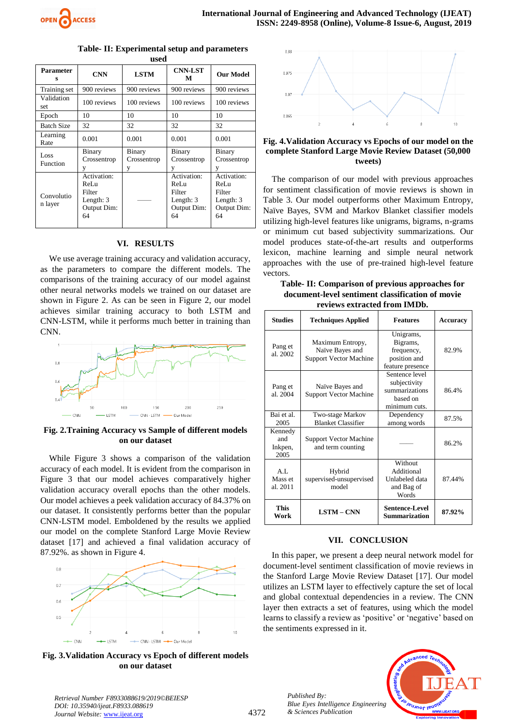**Table- II: Experimental setup and parameters used**

| Parameters | CNN | LSTM | CNN-LSTM | Our Model |
|---|---|---|---|---|
| Training set | 900 reviews | 900 reviews | 900 reviews | 900 reviews |
| Validation set | 100 reviews | 100 reviews | 100 reviews | 100 reviews |
| Epoch | 10 | 10 | 10 | 10 |
| Batch Size | 32 | 32 | 32 | 32 |
| Learning Rate | 0.001 | 0.001 | 0.001 | 0.001 |
| Loss Function | Binary Crossentropy | Binary Crossentropy | Binary Crossentropy | Binary Crossentropy |
| Convolution layer | Activation: ReLu Filter Length: 3 Output Dim: 64 | —— | Activation: ReLu Filter Length: 3 Output Dim: 64 | Activation: ReLu Filter Length: 3 Output Dim: 64 |

## VI. RESULTS

We use average training accuracy and validation accuracy, as the parameters to compare the different models. The comparisons of the training accuracy of our model against other neural networks models we trained on our dataset are shown in Figure 2. As can be seen in Figure 2, our model achieves similar training accuracy to both LSTM and CNN-LSTM, while it performs much better in training than CNN.

**Fig. 2.Training Accuracy vs Sample of different models on our dataset**

While Figure 3 shows a comparison of the validation accuracy of each model. It is evident from the comparison in Figure 3 that our model achieves comparatively higher validation accuracy overall epochs than the other models. Our model achieves a peek validation accuracy of 84.37% on our dataset. It consistently performs better than the popular CNN-LSTM model. Emboldened by the results we applied our model on the complete Stanford Large Movie Review dataset [17] and achieved a final validation accuracy of 87.92%. as shown in Figure 4.

**Fig. 3.Validation Accuracy vs Epoch of different models on our dataset**

**Fig. 4.Validation Accuracy vs Epochs of our model on the complete Stanford Large Movie Review Dataset (50,000 tweets)**

The comparison of our model with previous approaches for sentiment classification of movie reviews is shown in Table 3. Our model outperforms other Maximum Entropy, Naïve Bayes, SVM and Markov Blanket classifier models utilizing high-level features like unigrams, bigrams, n-grams or minimum cut based subjectivity summarizations. Our model produces state-of-the-art results and outperforms lexicon, machine learning and simple neural network approaches with the use of pre-trained high-level feature vectors.

**Table- II: Comparison of previous approaches for document-level sentiment classification of movie reviews extracted from IMDb.**

| Studies | Techniques Applied | Features | Accuracy |
|---|---|---|---|
| Pang et al. 2002 | Maximum Entropy, Naïve Bayes and Support Vector Machine | Unigrams, Bigrams, frequency, position and feature presence | 82.9% |
| Pang et al. 2004 | Naïve Bayes and Support Vector Machine | Sentence level subjectivity summarizations based on minimum cuts. | 86.4% |
| Bai et al. 2005 | Two-stage Markov Blanket Classifier | Dependency among words | 87.5% |
| Kennedy and Inkpen, 2005 | Support Vector Machine and term counting | —— | 86.2% |
| A.L Mass et al. 2011 | Hybrid supervised-unsupervised model | Without Additional Unlabeled data and Bag of Words | 87.44% |
| **This Work** | **LSTM – CNN** | **Sentence-Level Summarization** | **87.92%** |

## VII. CONCLUSION

In this paper, we present a deep neural network model for document-level sentiment classification of movie reviews in the Stanford Large Movie Review Dataset [17]. Our model utilizes an LSTM layer to effectively capture the set of local and global contextual dependencies in a review. The CNN layer then extracts a set of features, using which the model learns to classify a review as 'positive' or 'negative' based on the sentiments expressed in it.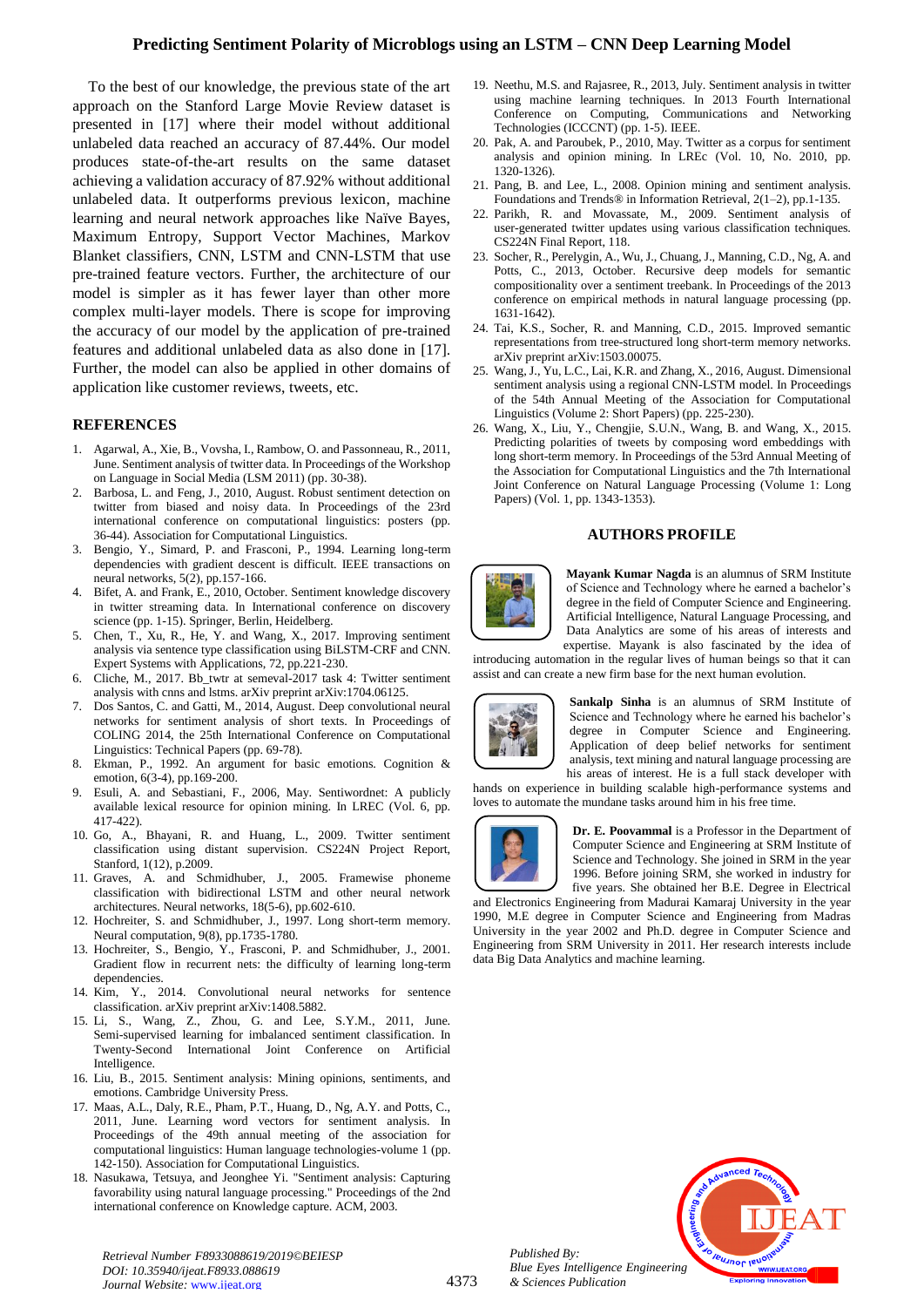To the best of our knowledge, the previous state of the art approach on the Stanford Large Movie Review dataset is presented in [17] where their model without additional unlabeled data reached an accuracy of 87.44%. Our model produces state-of-the-art results on the same dataset achieving a validation accuracy of 87.92% without additional unlabeled data. It outperforms previous lexicon, machine learning and neural network approaches like Naïve Bayes, Maximum Entropy, Support Vector Machines, Markov Blanket classifiers, CNN, LSTM and CNN-LSTM that use pre-trained feature vectors. Further, the architecture of our model is simpler as it has fewer layer than other more complex multi-layer models. There is scope for improving the accuracy of our model by the application of pre-trained features and additional unlabeled data as also done in [17]. Further, the model can also be applied in other domains of application like customer reviews, tweets, etc.

## REFERENCES

1. Agarwal, A., Xie, B., Vovsha, I., Rambow, O. and Passonneau, R., 2011, June. Sentiment analysis of twitter data. In Proceedings of the Workshop on Language in Social Media (LSM 2011) (pp. 30-38).
2. Barbosa, L. and Feng, J., 2010, August. Robust sentiment detection on twitter from biased and noisy data. In Proceedings of the 23rd international conference on computational linguistics: posters (pp. 36-44). Association for Computational Linguistics.
3. Bengio, Y., Simard, P. and Frasconi, P., 1994. Learning long-term dependencies with gradient descent is difficult. IEEE transactions on neural networks, 5(2), pp.157-166.
4. Bifet, A. and Frank, E., 2010, October. Sentiment knowledge discovery in twitter streaming data. In International conference on discovery science (pp. 1-15). Springer, Berlin, Heidelberg.
5. Chen, T., Xu, R., He, Y. and Wang, X., 2017. Improving sentiment analysis via sentence type classification using BiLSTM-CRF and CNN. Expert Systems with Applications, 72, pp.221-230.
6. Cliche, M., 2017. Bb_twtr at semeval-2017 task 4: Twitter sentiment analysis with cnns and lstms. arXiv preprint arXiv:1704.06125.
7. Dos Santos, C. and Gatti, M., 2014, August. Deep convolutional neural networks for sentiment analysis of short texts. In Proceedings of COLING 2014, the 25th International Conference on Computational Linguistics: Technical Papers (pp. 69-78).
8. Ekman, P., 1992. An argument for basic emotions. Cognition & emotion, 6(3-4), pp.169-200.
9. Esuli, A. and Sebastiani, F., 2006, May. Sentiwordnet: A publicly available lexical resource for opinion mining. In LREC (Vol. 6, pp. 417-422).
10. Go, A., Bhayani, R. and Huang, L., 2009. Twitter sentiment classification using distant supervision. CS224N Project Report, Stanford, 1(12), p.2009.
11. Graves, A. and Schmidhuber, J., 2005. Framewise phoneme classification with bidirectional LSTM and other neural network architectures. Neural networks, 18(5-6), pp.602-610.
12. Hochreiter, S. and Schmidhuber, J., 1997. Long short-term memory. Neural computation, 9(8), pp.1735-1780.
13. Hochreiter, S., Bengio, Y., Frasconi, P. and Schmidhuber, J., 2001. Gradient flow in recurrent nets: the difficulty of learning long-term dependencies.
14. Kim, Y., 2014. Convolutional neural networks for sentence classification. arXiv preprint arXiv:1408.5882.
15. Li, S., Wang, Z., Zhou, G. and Lee, S.Y.M., 2011, June. Semi-supervised learning for imbalanced sentiment classification. In Twenty-Second International Joint Conference on Artificial Intelligence.
16. Liu, B., 2015. Sentiment analysis: Mining opinions, sentiments, and emotions. Cambridge University Press.
17. Maas, A.L., Daly, R.E., Pham, P.T., Huang, D., Ng, A.Y. and Potts, C., 2011, June. Learning word vectors for sentiment analysis. In Proceedings of the 49th annual meeting of the association for computational linguistics: Human language technologies-volume 1 (pp. 142-150). Association for Computational Linguistics.
18. Nasukawa, Tetsuya, and Jeonghee Yi. "Sentiment analysis: Capturing favorability using natural language processing." Proceedings of the 2nd international conference on Knowledge capture. ACM, 2003.
19. Neethu, M.S. and Rajasree, R., 2013, July. Sentiment analysis in twitter using machine learning techniques. In 2013 Fourth International Conference on Computing, Communications and Networking Technologies (ICCCNT) (pp. 1-5). IEEE.
20. Pak, A. and Paroubek, P., 2010, May. Twitter as a corpus for sentiment analysis and opinion mining. In LREc (Vol. 10, No. 2010, pp. 1320-1326).
21. Pang, B. and Lee, L., 2008. Opinion mining and sentiment analysis. Foundations and Trends® in Information Retrieval, 2(1–2), pp.1-135.
22. Parikh, R. and Movassate, M., 2009. Sentiment analysis of user-generated twitter updates using various classification techniques. CS224N Final Report, 118.
23. Socher, R., Perelygin, A., Wu, J., Chuang, J., Manning, C.D., Ng, A. and Potts, C., 2013, October. Recursive deep models for semantic compositionality over a sentiment treebank. In Proceedings of the 2013 conference on empirical methods in natural language processing (pp. 1631-1642).
24. Tai, K.S., Socher, R. and Manning, C.D., 2015. Improved semantic representations from tree-structured long short-term memory networks. arXiv preprint arXiv:1503.00075.
25. Wang, J., Yu, L.C., Lai, K.R. and Zhang, X., 2016, August. Dimensional sentiment analysis using a regional CNN-LSTM model. In Proceedings of the 54th Annual Meeting of the Association for Computational Linguistics (Volume 2: Short Papers) (pp. 225-230).
26. Wang, X., Liu, Y., Chengjie, S.U.N., Wang, B. and Wang, X., 2015. Predicting polarities of tweets by composing word embeddings with long short-term memory. In Proceedings of the 53rd Annual Meeting of the Association for Computational Linguistics and the 7th International Joint Conference on Natural Language Processing (Volume 1: Long Papers) (Vol. 1, pp. 1343-1353).

## AUTHORS PROFILE

**Mayank Kumar Nagda** is an alumnus of SRM Institute of Science and Technology where he earned a bachelor's degree in the field of Computer Science and Engineering. Artificial Intelligence, Natural Language Processing, and Data Analytics are some of his areas of interests and expertise. Mayank is also fascinated by the idea of introducing automation in the regular lives of human beings so that it can assist and can create a new firm base for the next human evolution.

**Sankalp Sinha** is an alumnus of SRM Institute of Science and Technology where he earned his bachelor's degree in Computer Science and Engineering. Application of deep belief networks for sentiment analysis, text mining and natural language processing are his areas of interest. He is a full stack developer with hands on experience in building scalable high-performance systems and loves to automate the mundane tasks around him in his free time.

**Dr. E. Poovammal** is a Professor in the Department of Computer Science and Engineering at SRM Institute of Science and Technology. She joined in SRM in the year 1996. Before joining SRM, she worked in industry for five years. She obtained her B.E. Degree in Electrical and Electronics Engineering from Madurai Kamaraj University in the year 1990, M.E degree in Computer Science and Engineering from Madras University in the year 2002 and Ph.D. degree in Computer Science and Engineering from SRM University in 2011. Her research interests include data Big Data Analytics and machine learning.